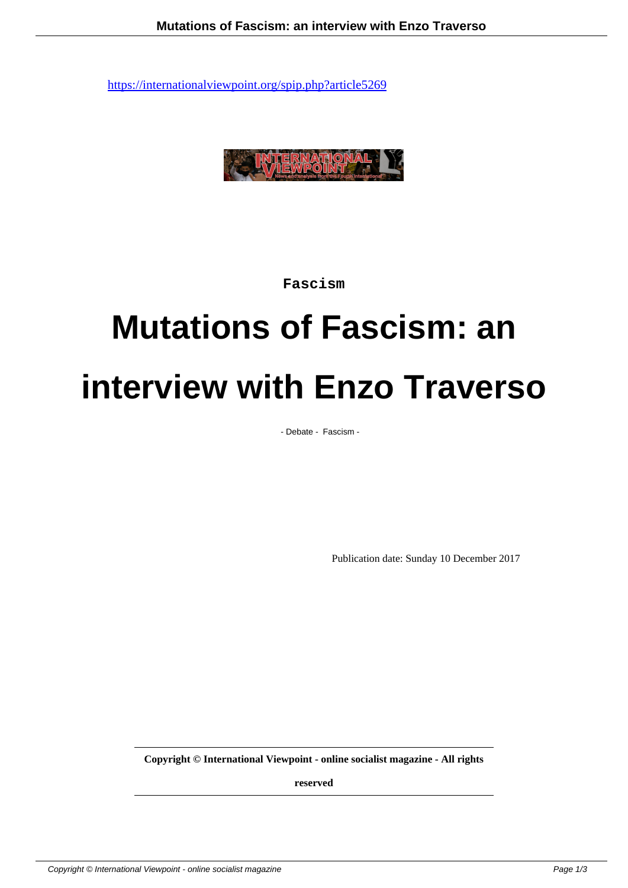https://internationalviewpoint.org/spip.php?article5269

Fascism

# Mutations of Fascism: an interview with Enzo Traverso

- Debate - Fascism -

Publication date: Sunday 10 December 2017

**Copyright © International Viewpoint - online socialist magazine - All rights reserved**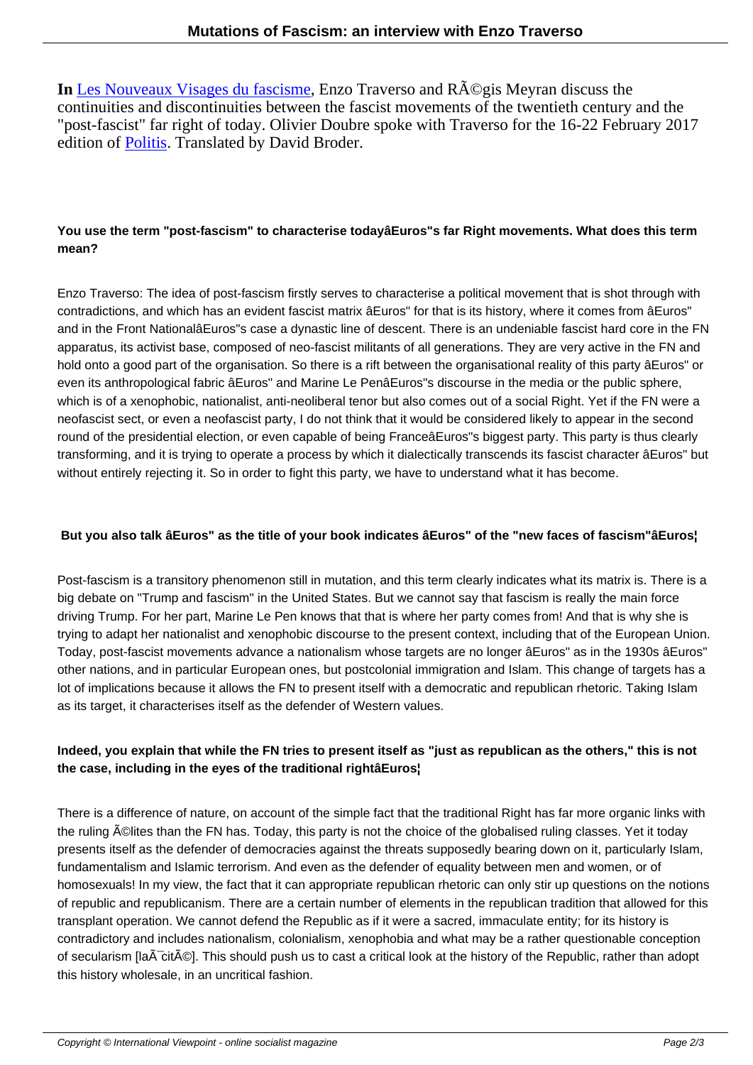**In** [Les Nouveaux Visages du fascisme], Enzo Traverso and RÃ©gis Meyran discuss the continuities and discontinuities between the fascist movements of the twentieth century and the "post-fascist" far right of today. Olivier Doubre spoke with Traverso for the 16-22 February 2017 edition of [Politis]. Translated by David Broder.

**You use the term "post-fascism" to characterise todayâEuros"s far Right movements. What does this term mean?**

Enzo Traverso: The idea of post-fascism firstly serves to characterise a political movement that is shot through with contradictions, and which has an evident fascist matrix âEuros" for that is its history, where it comes from âEuros" and in the Front NationalâEuros"s case a dynastic line of descent. There is an undeniable fascist hard core in the FN apparatus, its activist base, composed of neo-fascist militants of all generations. They are very active in the FN and hold onto a good part of the organisation. So there is a rift between the organisational reality of this party âEuros" or even its anthropological fabric âEuros" and Marine Le PenâEuros"s discourse in the media or the public sphere, which is of a xenophobic, nationalist, anti-neoliberal tenor but also comes out of a social Right. Yet if the FN were a neofascist sect, or even a neofascist party, I do not think that it would be considered likely to appear in the second round of the presidential election, or even capable of being FranceâEuros"s biggest party. This party is thus clearly transforming, and it is trying to operate a process by which it dialectically transcends its fascist character âEuros" but without entirely rejecting it. So in order to fight this party, we have to understand what it has become.

**But you also talk âEuros" as the title of your book indicates âEuros" of the "new faces of fascism"âEuros¦**

Post-fascism is a transitory phenomenon still in mutation, and this term clearly indicates what its matrix is. There is a big debate on "Trump and fascism" in the United States. But we cannot say that fascism is really the main force driving Trump. For her part, Marine Le Pen knows that that is where her party comes from! And that is why she is trying to adapt her nationalist and xenophobic discourse to the present context, including that of the European Union. Today, post-fascist movements advance a nationalism whose targets are no longer âEuros" as in the 1930s âEuros" other nations, and in particular European ones, but postcolonial immigration and Islam. This change of targets has a lot of implications because it allows the FN to present itself with a democratic and republican rhetoric. Taking Islam as its target, it characterises itself as the defender of Western values.

**Indeed, you explain that while the FN tries to present itself as "just as republican as the others," this is not the case, including in the eyes of the traditional rightâEuros¦**

There is a difference of nature, on account of the simple fact that the traditional Right has far more organic links with the ruling Ã©lites than the FN has. Today, this party is not the choice of the globalised ruling classes. Yet it today presents itself as the defender of democracies against the threats supposedly bearing down on it, particularly Islam, fundamentalism and Islamic terrorism. And even as the defender of equality between men and women, or of homosexuals! In my view, the fact that it can appropriate republican rhetoric can only stir up questions on the notions of republic and republicanism. There are a certain number of elements in the republican tradition that allowed for this transplant operation. We cannot defend the Republic as if it were a sacred, immaculate entity; for its history is contradictory and includes nationalism, colonialism, xenophobia and what may be a rather questionable conception of secularism [laÃ¯citÃ©]. This should push us to cast a critical look at the history of the Republic, rather than adopt this history wholesale, in an uncritical fashion.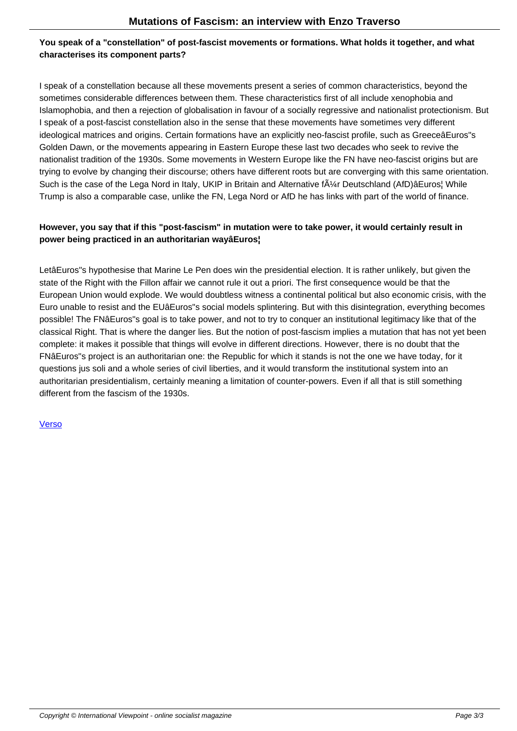**You speak of a "constellation" of post-fascist movements or formations. What holds it together, and what characterises its component parts?**

I speak of a constellation because all these movements present a series of common characteristics, beyond the sometimes considerable differences between them. These characteristics first of all include xenophobia and Islamophobia, and then a rejection of globalisation in favour of a socially regressive and nationalist protectionism. But I speak of a post-fascist constellation also in the sense that these movements have sometimes very different ideological matrices and origins. Certain formations have an explicitly neo-fascist profile, such as GreeceâEuros"s Golden Dawn, or the movements appearing in Eastern Europe these last two decades who seek to revive the nationalist tradition of the 1930s. Some movements in Western Europe like the FN have neo-fascist origins but are trying to evolve by changing their discourse; others have different roots but are converging with this same orientation. Such is the case of the Lega Nord in Italy, UKIP in Britain and Alternative fÃ¼r Deutschland (AfD)âEuros¦ While Trump is also a comparable case, unlike the FN, Lega Nord or AfD he has links with part of the world of finance.

**However, you say that if this "post-fascism" in mutation were to take power, it would certainly result in power being practiced in an authoritarian wayâEuros¦**

LetâEuros"s hypothesise that Marine Le Pen does win the presidential election. It is rather unlikely, but given the state of the Right with the Fillon affair we cannot rule it out a priori. The first consequence would be that the European Union would explode. We would doubtless witness a continental political but also economic crisis, with the Euro unable to resist and the EUâEuros"s social models splintering. But with this disintegration, everything becomes possible! The FNâEuros"s goal is to take power, and not to try to conquer an institutional legitimacy like that of the classical Right. That is where the danger lies. But the notion of post-fascism implies a mutation that has not yet been complete: it makes it possible that things will evolve in different directions. However, there is no doubt that the FNâEuros"s project is an authoritarian one: the Republic for which it stands is not the one we have today, for it questions jus soli and a whole series of civil liberties, and it would transform the institutional system into an authoritarian presidentialism, certainly meaning a limitation of counter-powers. Even if all that is still something different from the fascism of the 1930s.

Verso